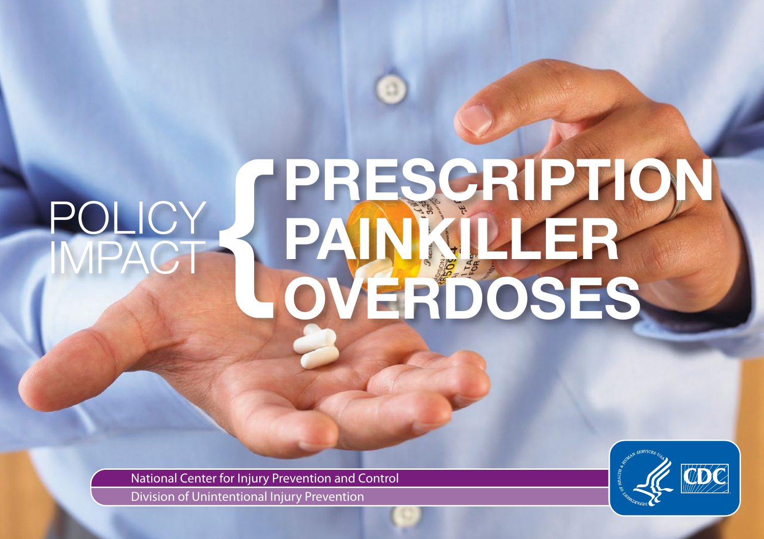# POLICY IMPACT { PRESCRIPTION PAINKILLER OVERDOSES

National Center for Injury Prevention and Control

Division of Unintentional Injury Prevention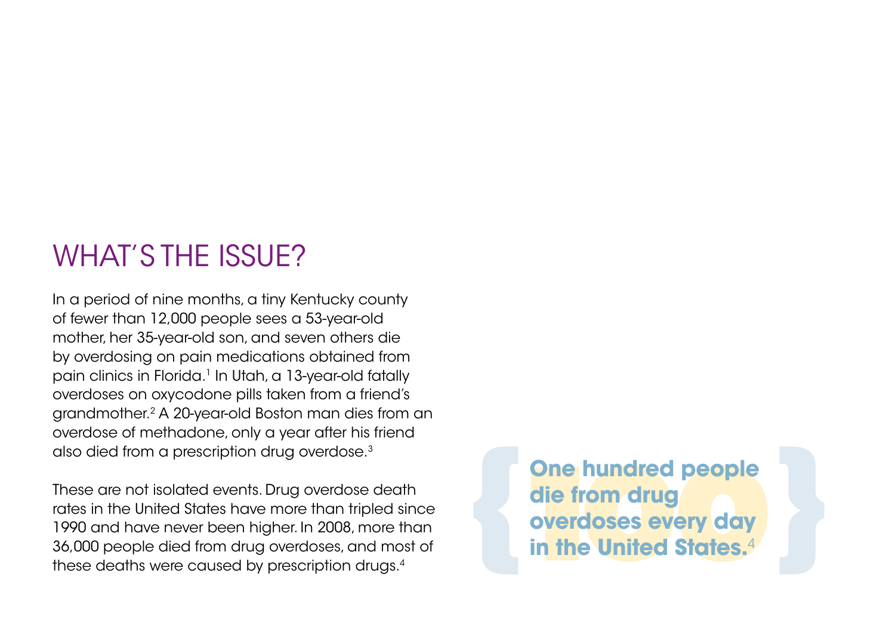# WHAT'S THE ISSUE?

In a period of nine months, a tiny Kentucky county of fewer than 12,000 people sees a 53-year-old mother, her 35-year-old son, and seven others die by overdosing on pain medications obtained from pain clinics in Florida.[1] In Utah, a 13-year-old fatally overdoses on oxycodone pills taken from a friend's grandmother.[2] A 20-year-old Boston man dies from an overdose of methadone, only a year after his friend also died from a prescription drug overdose.[3]

These are not isolated events. Drug overdose death rates in the United States have more than tripled since 1990 and have never been higher. In 2008, more than 36,000 people died from drug overdoses, and most of these deaths were caused by prescription drugs.[4]

**One hundred people die from drug overdoses every day in the United States.**[4]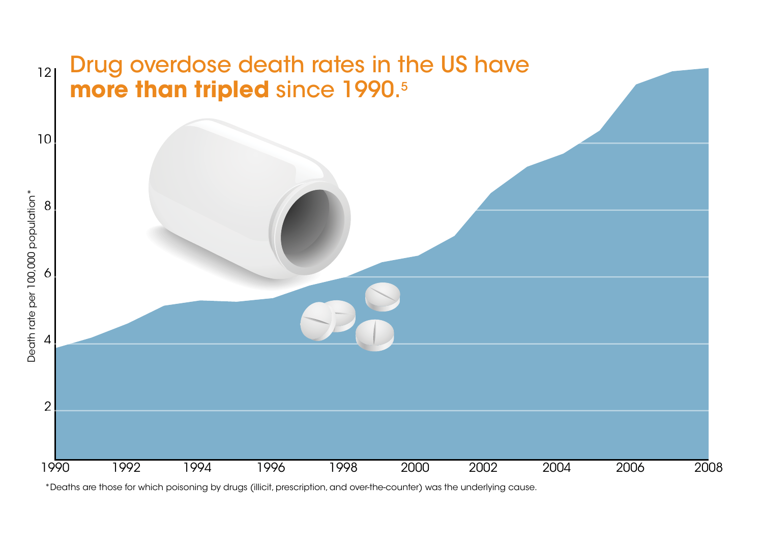# Drug overdose death rates in the US have **more than tripled** since 1990.[5]

Death rate per 100,000 population*

12

10

8

6

4

2

1990 1992 1994 1996 1998 2000 2002 2004 2006 2008

*Deaths are those for which poisoning by drugs (illicit, prescription, and over-the-counter) was the underlying cause.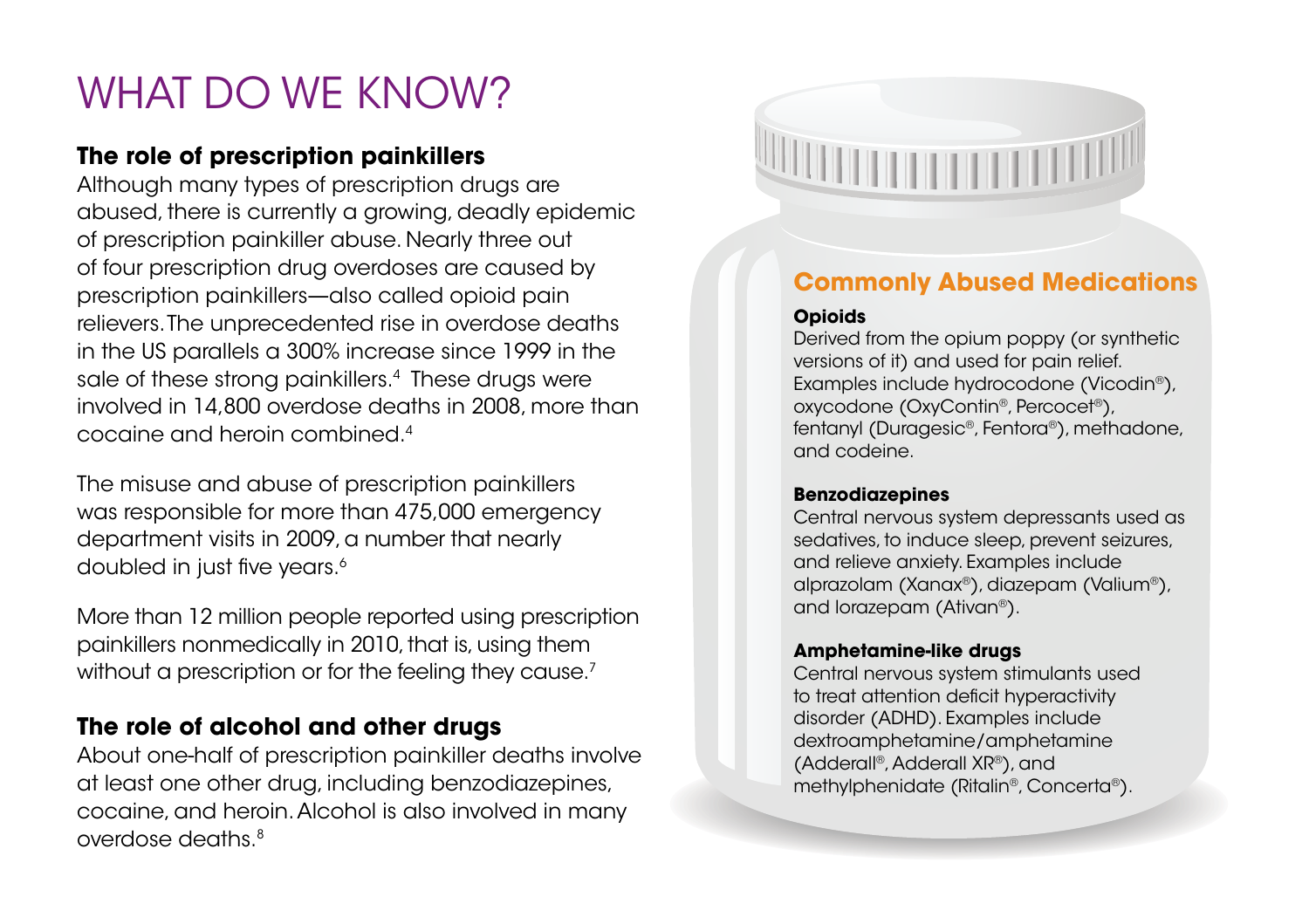# WHAT DO WE KNOW?

## The role of prescription painkillers

Although many types of prescription drugs are abused, there is currently a growing, deadly epidemic of prescription painkiller abuse. Nearly three out of four prescription drug overdoses are caused by prescription painkillers—also called opioid pain relievers. The unprecedented rise in overdose deaths in the US parallels a 300% increase since 1999 in the sale of these strong painkillers.[4] These drugs were involved in 14,800 overdose deaths in 2008, more than cocaine and heroin combined.[4]

The misuse and abuse of prescription painkillers was responsible for more than 475,000 emergency department visits in 2009, a number that nearly doubled in just five years.[6]

More than 12 million people reported using prescription painkillers nonmedically in 2010, that is, using them without a prescription or for the feeling they cause.[7]

## The role of alcohol and other drugs

About one-half of prescription painkiller deaths involve at least one other drug, including benzodiazepines, cocaine, and heroin. Alcohol is also involved in many overdose deaths.[8]

## Commonly Abused Medications

**Opioids**
Derived from the opium poppy (or synthetic versions of it) and used for pain relief. Examples include hydrocodone (Vicodin®), oxycodone (OxyContin®, Percocet®), fentanyl (Duragesic®, Fentora®), methadone, and codeine.

**Benzodiazepines**
Central nervous system depressants used as sedatives, to induce sleep, prevent seizures, and relieve anxiety. Examples include alprazolam (Xanax®), diazepam (Valium®), and lorazepam (Ativan®).

**Amphetamine-like drugs**
Central nervous system stimulants used to treat attention deficit hyperactivity disorder (ADHD). Examples include dextroamphetamine/amphetamine (Adderall®, Adderall XR®), and methylphenidate (Ritalin®, Concerta®).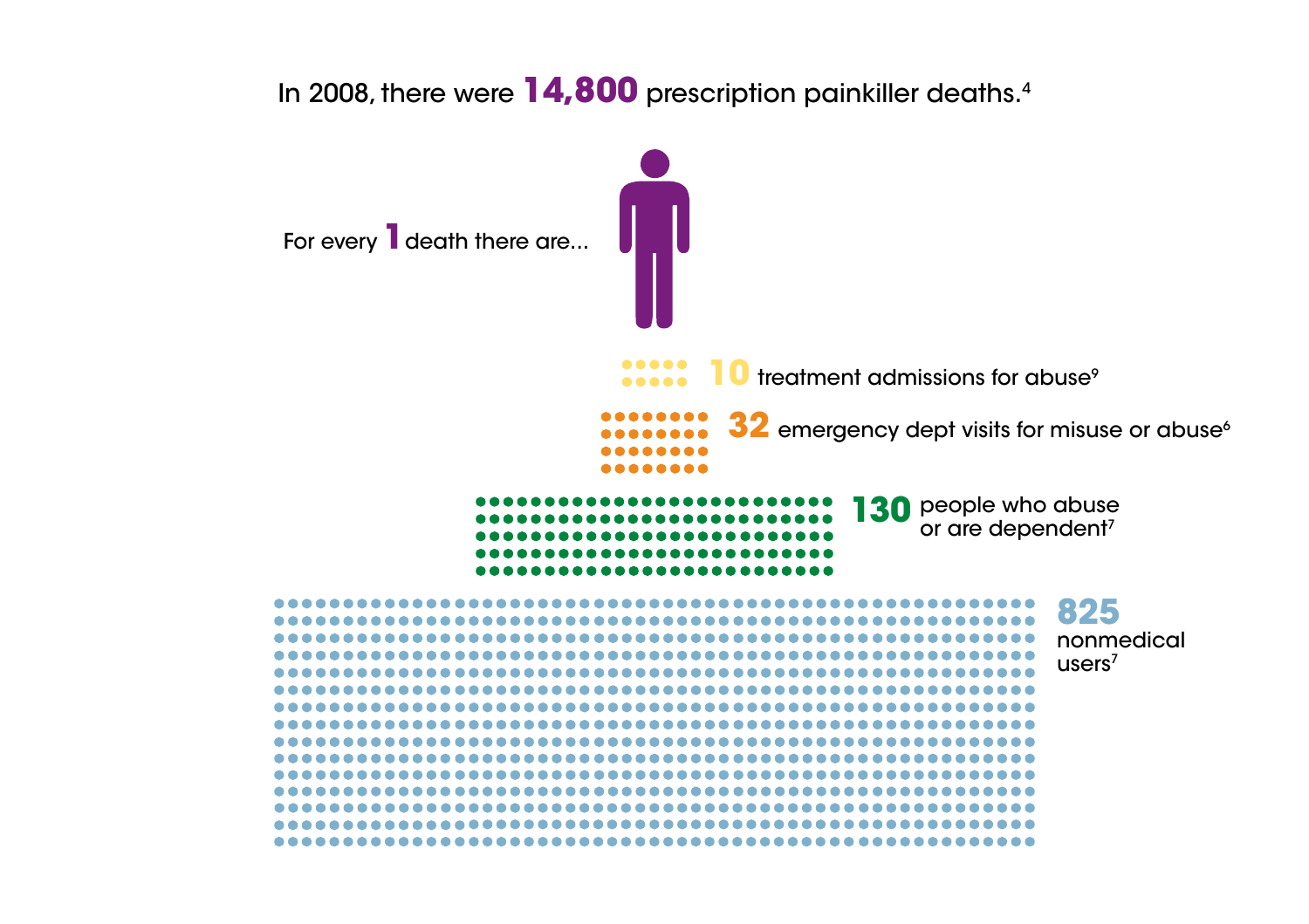In 2008, there were **14,800** prescription painkiller deaths.[4]

For every **1** death there are...

**10** treatment admissions for abuse[9]

**32** emergency dept visits for misuse or abuse[6]

**130** people who abuse or are dependent[7]

**825** nonmedical users[7]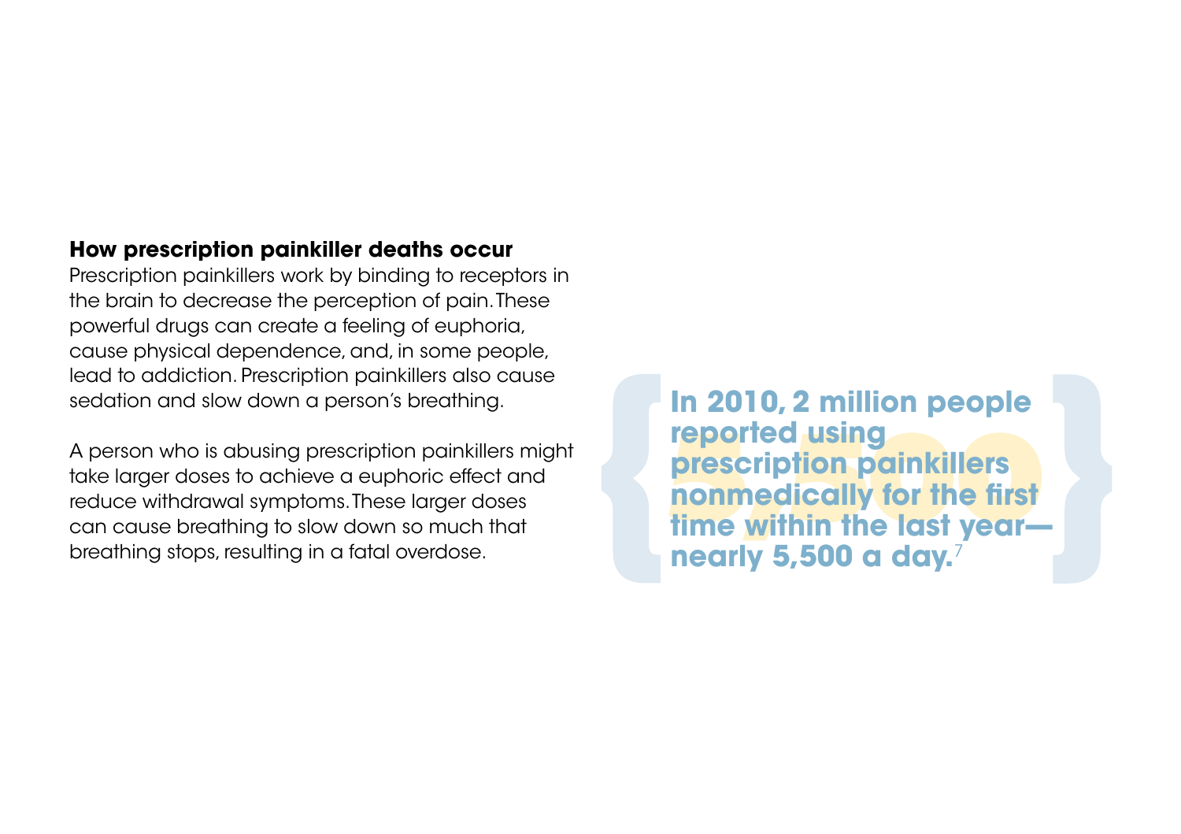### How prescription painkiller deaths occur

Prescription painkillers work by binding to receptors in the brain to decrease the perception of pain. These powerful drugs can create a feeling of euphoria, cause physical dependence, and, in some people, lead to addiction. Prescription painkillers also cause sedation and slow down a person's breathing.

A person who is abusing prescription painkillers might take larger doses to achieve a euphoric effect and reduce withdrawal symptoms. These larger doses can cause breathing to slow down so much that breathing stops, resulting in a fatal overdose.

> **In 2010, 2 million people reported using prescription painkillers nonmedically for the first time within the last year—nearly 5,500 a day.**[7]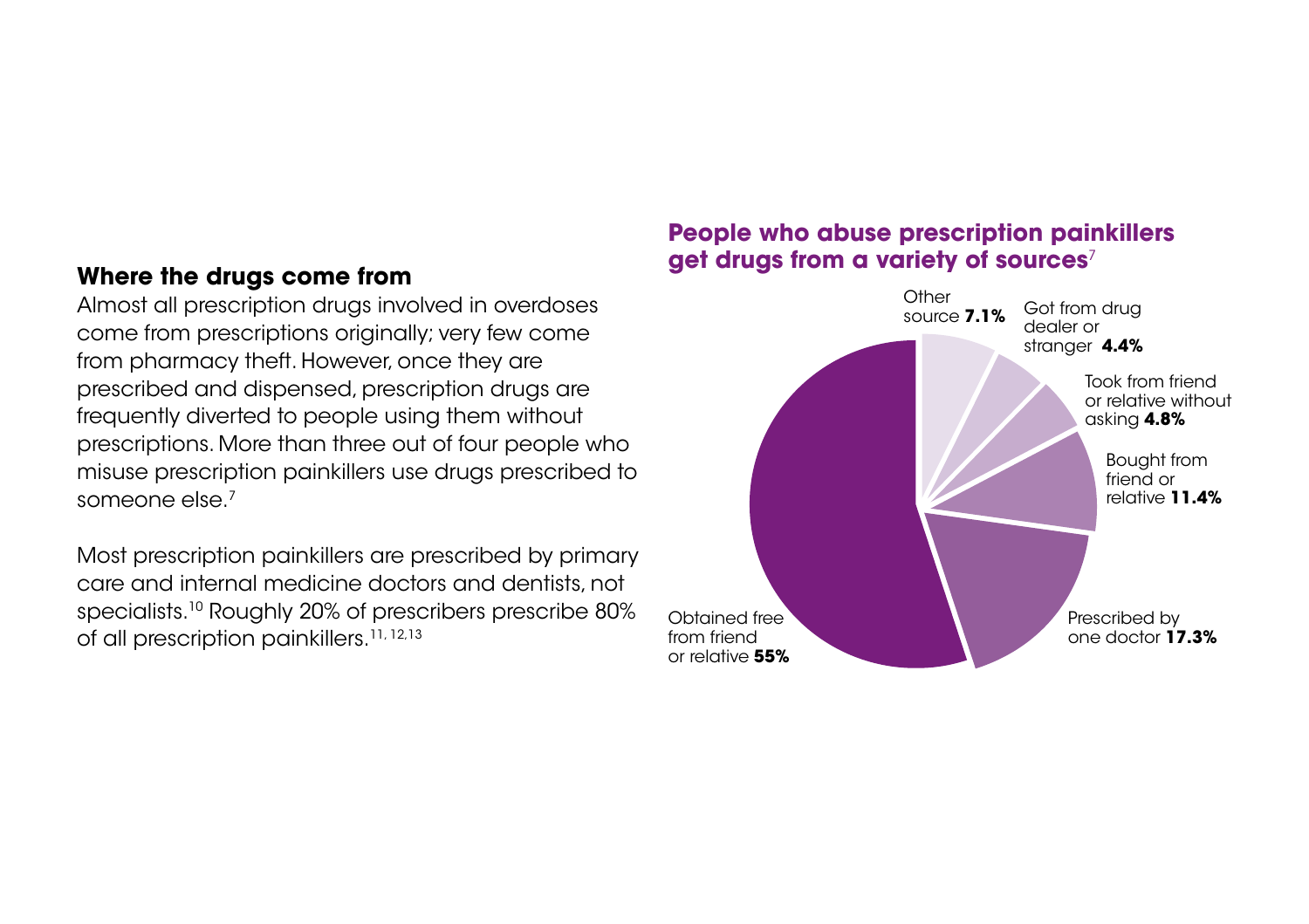## Where the drugs come from

Almost all prescription drugs involved in overdoses come from prescriptions originally; very few come from pharmacy theft. However, once they are prescribed and dispensed, prescription drugs are frequently diverted to people using them without prescriptions. More than three out of four people who misuse prescription painkillers use drugs prescribed to someone else.[7]

Most prescription painkillers are prescribed by primary care and internal medicine doctors and dentists, not specialists.[10] Roughly 20% of prescribers prescribe 80% of all prescription painkillers.[11, 12,13]

## People who abuse prescription painkillers get drugs from a variety of sources[7]

| Source | Percent |
|---|---|
| Obtained free from friend or relative | **55%** |
| Prescribed by one doctor | **17.3%** |
| Bought from friend or relative | **11.4%** |
| Took from friend or relative without asking | **4.8%** |
| Got from drug dealer or stranger | **4.4%** |
| Other source | **7.1%** |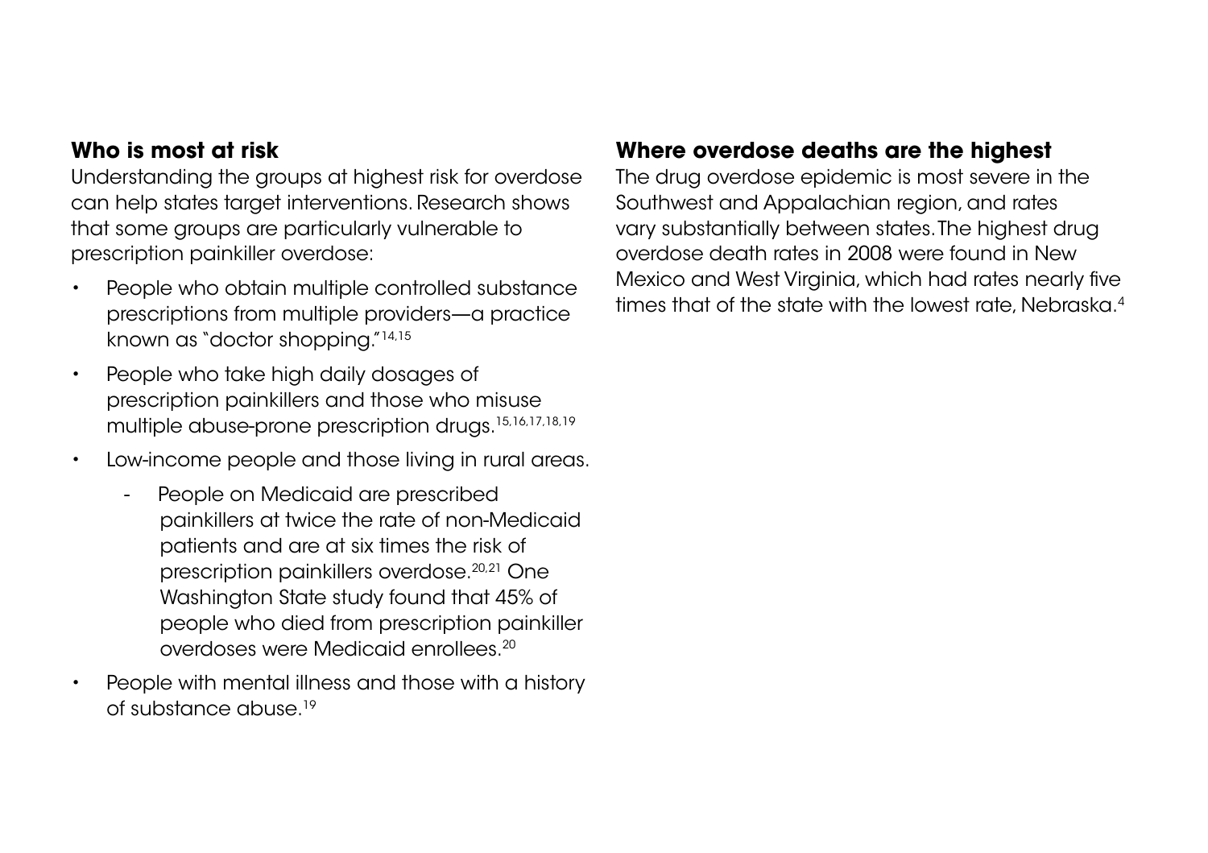**Who is most at risk**

Understanding the groups at highest risk for overdose can help states target interventions. Research shows that some groups are particularly vulnerable to prescription painkiller overdose:

- People who obtain multiple controlled substance prescriptions from multiple providers—a practice known as "doctor shopping."[14,15]
- People who take high daily dosages of prescription painkillers and those who misuse multiple abuse-prone prescription drugs.[15,16,17,18,19]
- Low-income people and those living in rural areas.
  - People on Medicaid are prescribed painkillers at twice the rate of non-Medicaid patients and are at six times the risk of prescription painkillers overdose.[20,21] One Washington State study found that 45% of people who died from prescription painkiller overdoses were Medicaid enrollees.[20]
- People with mental illness and those with a history of substance abuse.[19]

**Where overdose deaths are the highest**

The drug overdose epidemic is most severe in the Southwest and Appalachian region, and rates vary substantially between states. The highest drug overdose death rates in 2008 were found in New Mexico and West Virginia, which had rates nearly five times that of the state with the lowest rate, Nebraska.[4]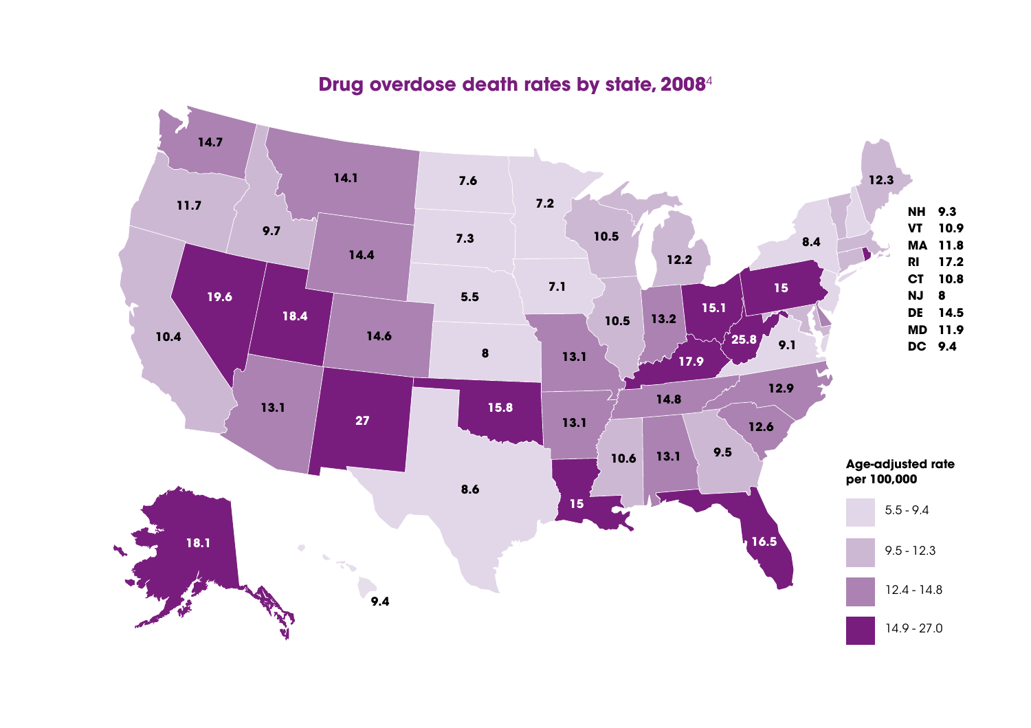# Drug overdose death rates by state, 2008[4]

| State | Age-adjusted rate per 100,000 |
|---|---|
| WA | 14.7 |
| OR | 11.7 |
| CA | 10.4 |
| ID | 9.7 |
| NV | 19.6 |
| MT | 14.1 |
| WY | 14.4 |
| UT | 18.4 |
| AZ | 13.1 |
| CO | 14.6 |
| NM | 27 |
| ND | 7.6 |
| SD | 7.3 |
| NE | 5.5 |
| KS | 8 |
| OK | 15.8 |
| TX | 8.6 |
| MN | 7.2 |
| IA | 7.1 |
| MO | 13.1 |
| AR | 13.1 |
| LA | 15 |
| WI | 10.5 |
| IL | 10.5 |
| MI | 12.2 |
| IN | 13.2 |
| OH | 15.1 |
| KY | 17.9 |
| TN | 14.8 |
| MS | 10.6 |
| AL | 13.1 |
| GA | 9.5 |
| FL | 16.5 |
| SC | 12.6 |
| NC | 12.9 |
| VA | 9.1 |
| WV | 25.8 |
| PA | 15 |
| NY | 8.4 |
| ME | 12.3 |
| AK | 18.1 |
| HI | 9.4 |
| NH | 9.3 |
| VT | 10.9 |
| MA | 11.8 |
| RI | 17.2 |
| CT | 10.8 |
| NJ | 8 |
| DE | 14.5 |
| MD | 11.9 |
| DC | 9.4 |

**Age-adjusted rate per 100,000**

- 5.5 - 9.4
- 9.5 - 12.3
- 12.4 - 14.8
- 14.9 - 27.0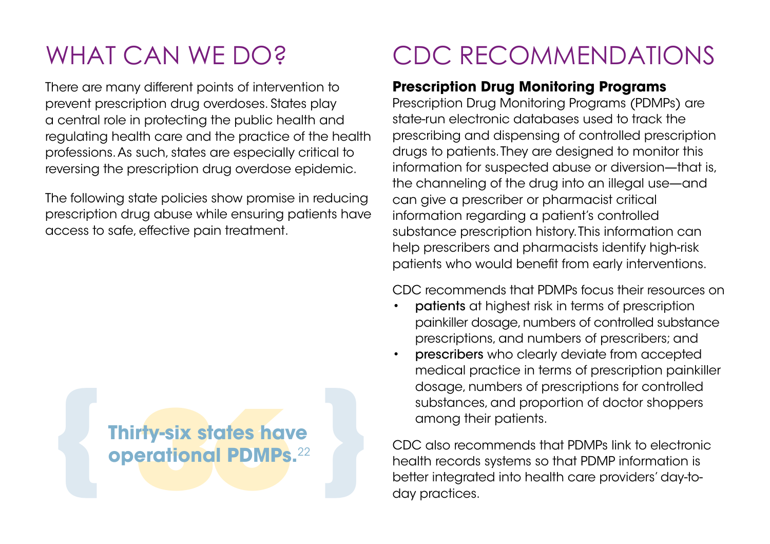# WHAT CAN WE DO?

There are many different points of intervention to prevent prescription drug overdoses. States play a central role in protecting the public health and regulating health care and the practice of the health professions. As such, states are especially critical to reversing the prescription drug overdose epidemic.

The following state policies show promise in reducing prescription drug abuse while ensuring patients have access to safe, effective pain treatment.

**Thirty-six states have operational PDMPs.**[22]

# CDC RECOMMENDATIONS

**Prescription Drug Monitoring Programs**

Prescription Drug Monitoring Programs (PDMPs) are state-run electronic databases used to track the prescribing and dispensing of controlled prescription drugs to patients. They are designed to monitor this information for suspected abuse or diversion—that is, the channeling of the drug into an illegal use—and can give a prescriber or pharmacist critical information regarding a patient's controlled substance prescription history. This information can help prescribers and pharmacists identify high-risk patients who would benefit from early interventions.

CDC recommends that PDMPs focus their resources on

- patients at highest risk in terms of prescription painkiller dosage, numbers of controlled substance prescriptions, and numbers of prescribers; and
- prescribers who clearly deviate from accepted medical practice in terms of prescription painkiller dosage, numbers of prescriptions for controlled substances, and proportion of doctor shoppers among their patients.

CDC also recommends that PDMPs link to electronic health records systems so that PDMP information is better integrated into health care providers' day-to-day practices.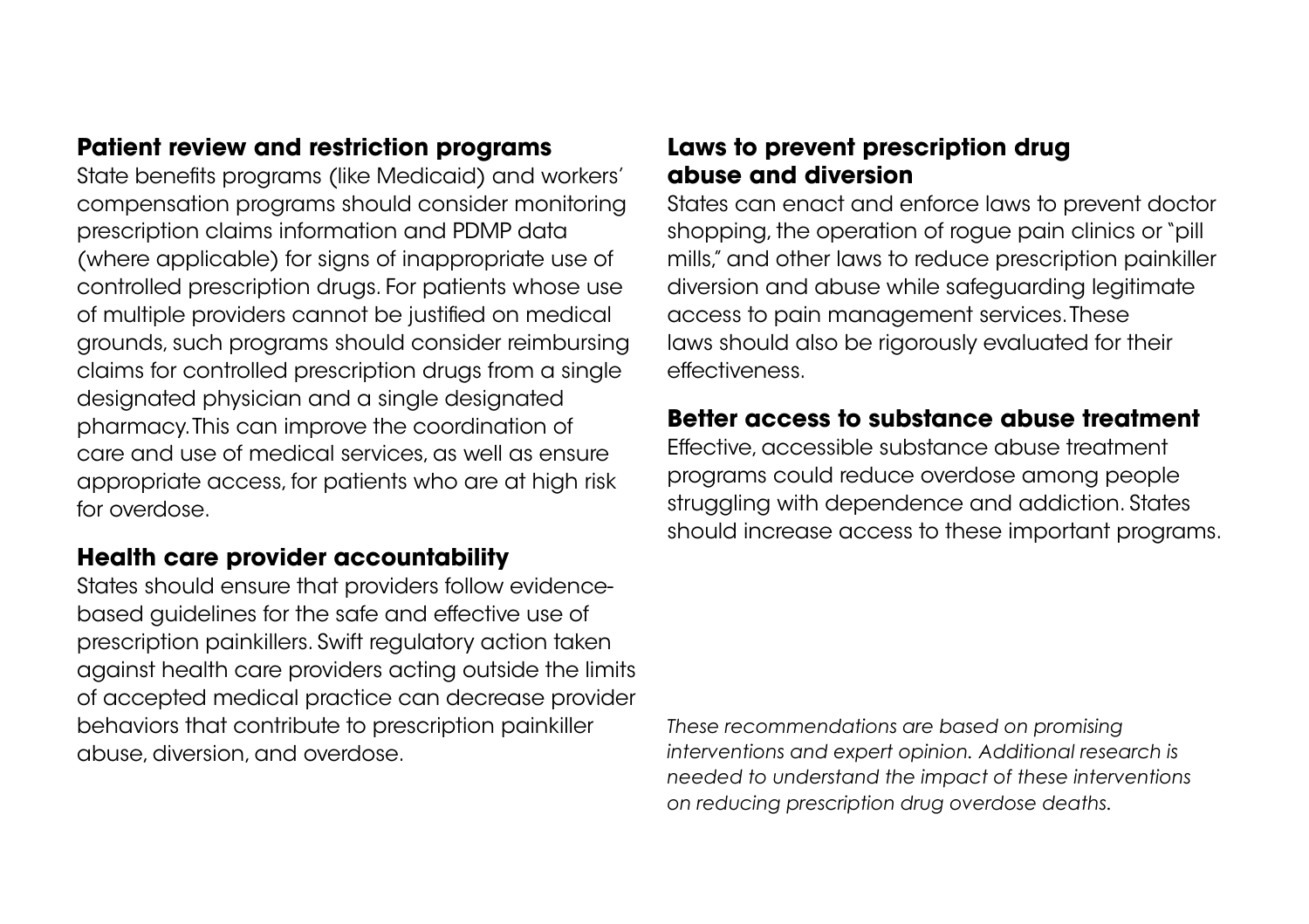### Patient review and restriction programs

State benefits programs (like Medicaid) and workers' compensation programs should consider monitoring prescription claims information and PDMP data (where applicable) for signs of inappropriate use of controlled prescription drugs. For patients whose use of multiple providers cannot be justified on medical grounds, such programs should consider reimbursing claims for controlled prescription drugs from a single designated physician and a single designated pharmacy. This can improve the coordination of care and use of medical services, as well as ensure appropriate access, for patients who are at high risk for overdose.

### Health care provider accountability

States should ensure that providers follow evidence-based guidelines for the safe and effective use of prescription painkillers. Swift regulatory action taken against health care providers acting outside the limits of accepted medical practice can decrease provider behaviors that contribute to prescription painkiller abuse, diversion, and overdose.

### Laws to prevent prescription drug abuse and diversion

States can enact and enforce laws to prevent doctor shopping, the operation of rogue pain clinics or "pill mills," and other laws to reduce prescription painkiller diversion and abuse while safeguarding legitimate access to pain management services. These laws should also be rigorously evaluated for their effectiveness.

### Better access to substance abuse treatment

Effective, accessible substance abuse treatment programs could reduce overdose among people struggling with dependence and addiction. States should increase access to these important programs.

*These recommendations are based on promising interventions and expert opinion. Additional research is needed to understand the impact of these interventions on reducing prescription drug overdose deaths.*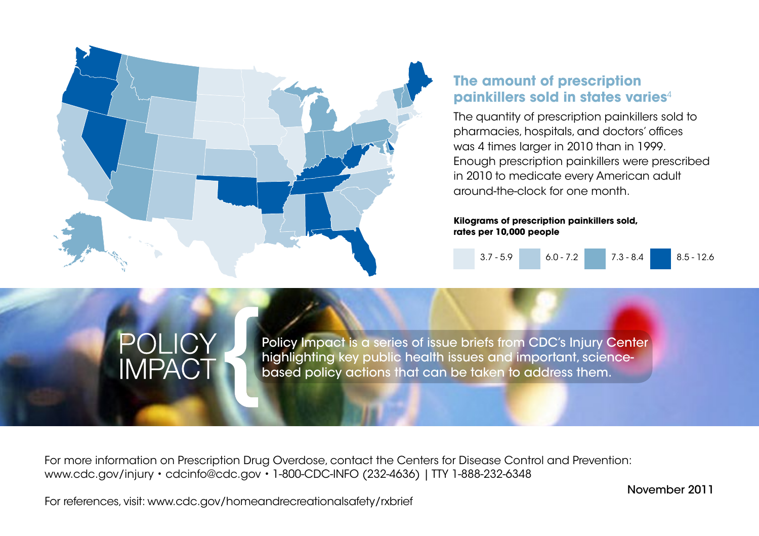## The amount of prescription painkillers sold in states varies[4]

The quantity of prescription painkillers sold to pharmacies, hospitals, and doctors' offices was 4 times larger in 2010 than in 1999. Enough prescription painkillers were prescribed in 2010 to medicate every American adult around-the-clock for one month.

**Kilograms of prescription painkillers sold, rates per 10,000 people**

3.7 - 5.9
6.0 - 7.2
7.3 - 8.4
8.5 - 12.6

POLICY IMPACT

Policy Impact is a series of issue briefs from CDC's Injury Center highlighting key public health issues and important, science-based policy actions that can be taken to address them.

For more information on Prescription Drug Overdose, contact the Centers for Disease Control and Prevention:
www.cdc.gov/injury • cdcinfo@cdc.gov • 1-800-CDC-INFO (232-4636) | TTY 1-888-232-6348

For references, visit: www.cdc.gov/homeandrecreationalsafety/rxbrief

November 2011